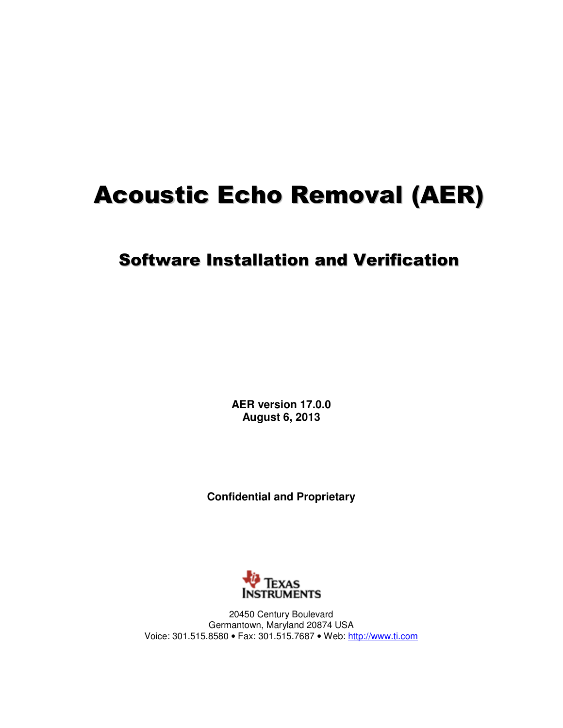# Acoustic Echo Removal (AER)

## Software Installation and Verification

**AER version 17.0.0**
**August 6, 2013**

**Confidential and Proprietary**

Texas Instruments

20450 Century Boulevard
Germantown, Maryland 20874 USA
Voice: 301.515.8580 • Fax: 301.515.7687 • Web: http://www.ti.com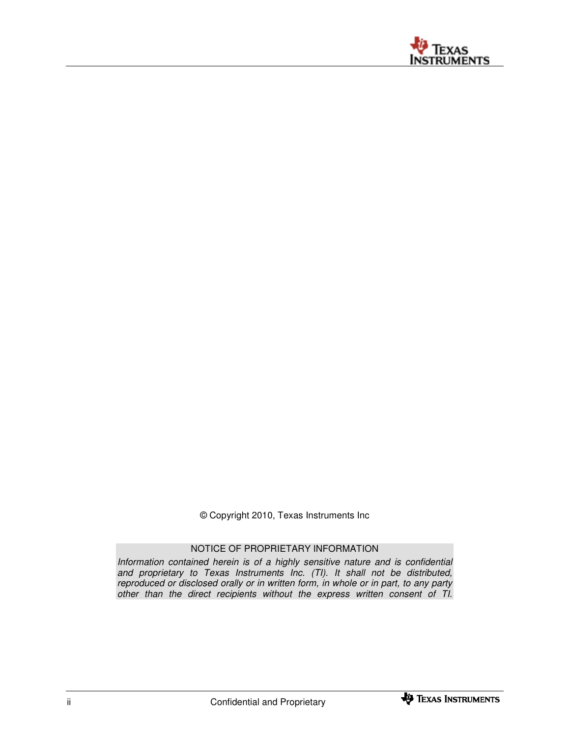© Copyright 2010, Texas Instruments Inc

NOTICE OF PROPRIETARY INFORMATION

*Information contained herein is of a highly sensitive nature and is confidential and proprietary to Texas Instruments Inc. (TI). It shall not be distributed, reproduced or disclosed orally or in written form, in whole or in part, to any party other than the direct recipients without the express written consent of TI.*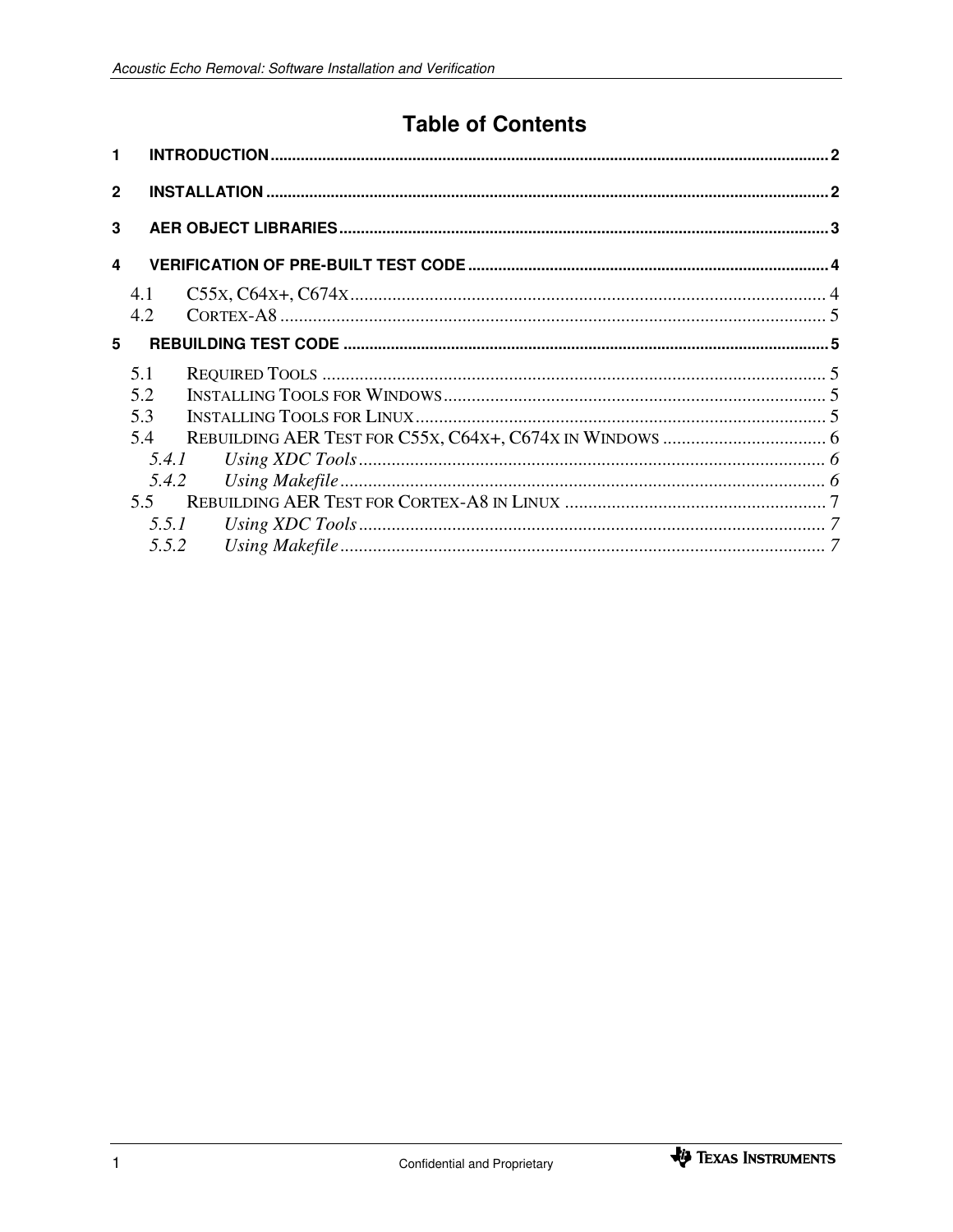# Table of Contents

1 INTRODUCTION ..... 2

2 INSTALLATION ..... 2

3 AER OBJECT LIBRARIES ..... 3

4 VERIFICATION OF PRE-BUILT TEST CODE ..... 4

- 4.1 C55X, C64X+, C674X ..... 4
- 4.2 CORTEX-A8 ..... 5

5 REBUILDING TEST CODE ..... 5

- 5.1 REQUIRED TOOLS ..... 5
- 5.2 INSTALLING TOOLS FOR WINDOWS ..... 5
- 5.3 INSTALLING TOOLS FOR LINUX ..... 5
- 5.4 REBUILDING AER TEST FOR C55X, C64X+, C674X IN WINDOWS ..... 6
  - *5.4.1 Using XDC Tools ..... 6*
  - *5.4.2 Using Makefile ..... 6*
- 5.5 REBUILDING AER TEST FOR CORTEX-A8 IN LINUX ..... 7
  - *5.5.1 Using XDC Tools ..... 7*
  - *5.5.2 Using Makefile ..... 7*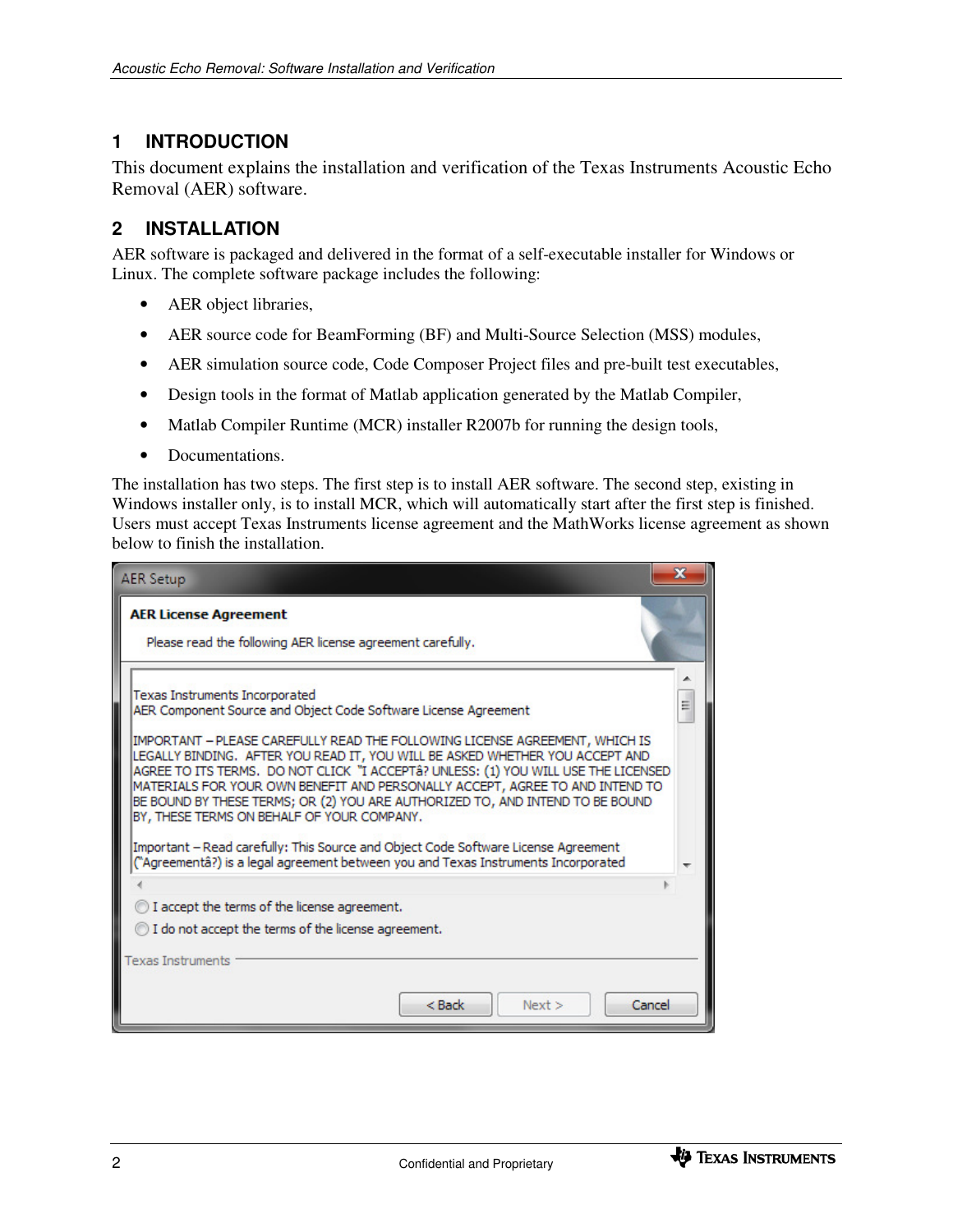## 1 INTRODUCTION

This document explains the installation and verification of the Texas Instruments Acoustic Echo Removal (AER) software.

## 2 INSTALLATION

AER software is packaged and delivered in the format of a self-executable installer for Windows or Linux. The complete software package includes the following:

- AER object libraries,
- AER source code for BeamForming (BF) and Multi-Source Selection (MSS) modules,
- AER simulation source code, Code Composer Project files and pre-built test executables,
- Design tools in the format of Matlab application generated by the Matlab Compiler,
- Matlab Compiler Runtime (MCR) installer R2007b for running the design tools,
- Documentations.

The installation has two steps. The first step is to install AER software. The second step, existing in Windows installer only, is to install MCR, which will automatically start after the first step is finished. Users must accept Texas Instruments license agreement and the MathWorks license agreement as shown below to finish the installation.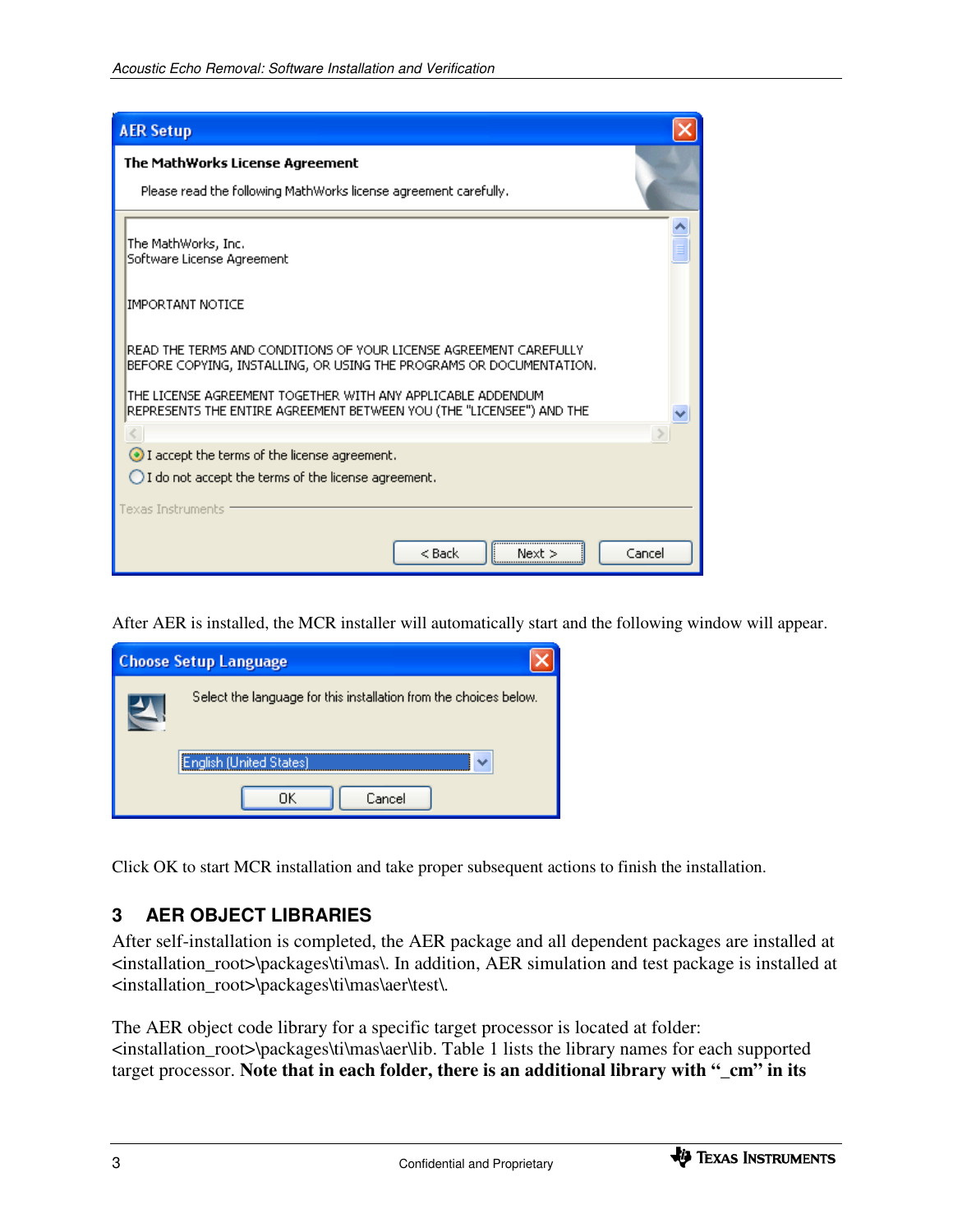After AER is installed, the MCR installer will automatically start and the following window will appear.

Click OK to start MCR installation and take proper subsequent actions to finish the installation.

## 3 AER OBJECT LIBRARIES

After self-installation is completed, the AER package and all dependent packages are installed at <installation_root>\packages\ti\mas\. In addition, AER simulation and test package is installed at <installation_root>\packages\ti\mas\aer\test\.

The AER object code library for a specific target processor is located at folder: <installation_root>\packages\ti\mas\aer\lib. Table 1 lists the library names for each supported target processor. **Note that in each folder, there is an additional library with "_cm" in its**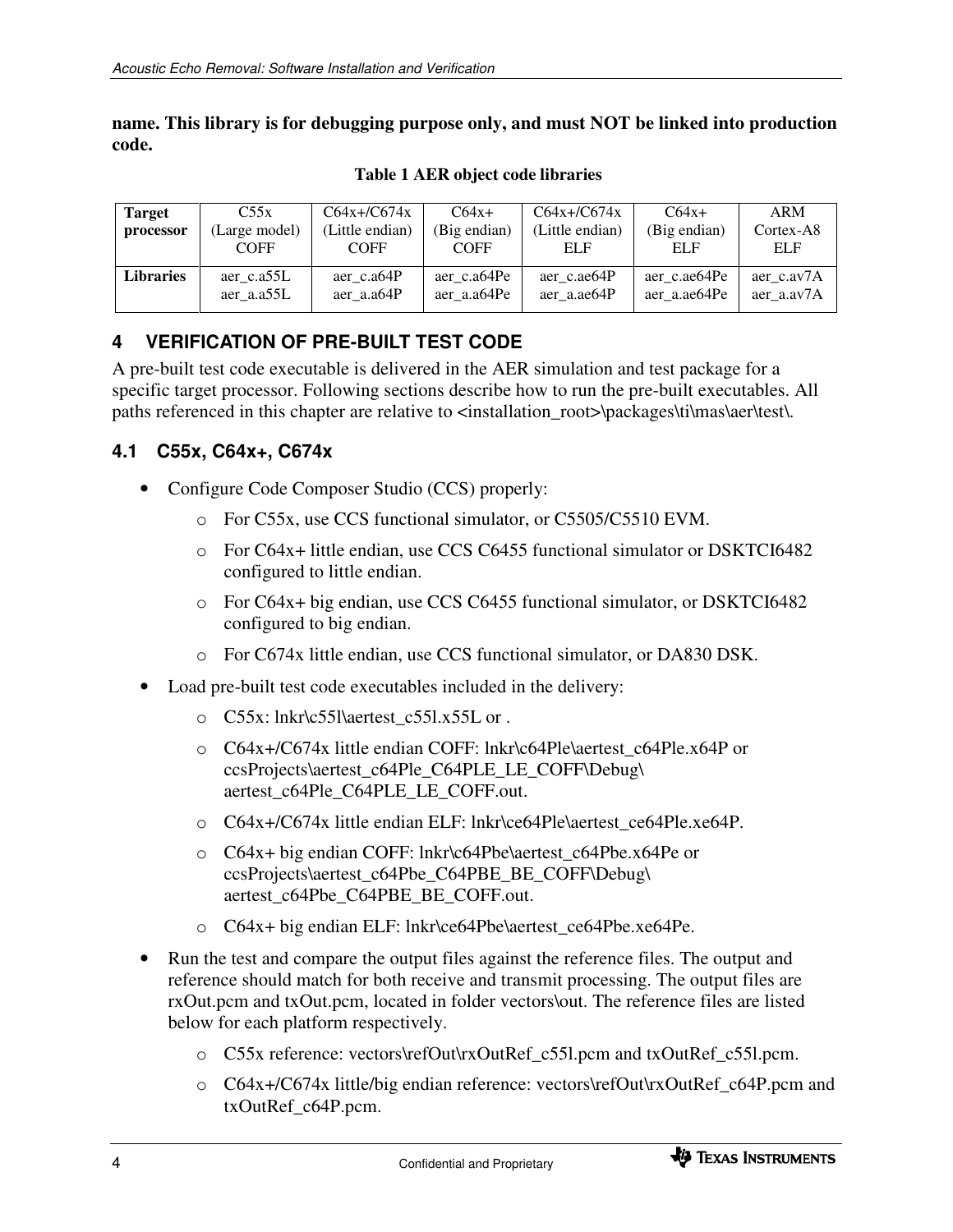**name. This library is for debugging purpose only, and must NOT be linked into production code.**

**Table 1 AER object code libraries**

| **Target processor** | C55x (Large model) COFF | C64x+/C674x (Little endian) COFF | C64x+ (Big endian) COFF | C64x+/C674x (Little endian) ELF | C64x+ (Big endian) ELF | ARM Cortex-A8 ELF |
|---|---|---|---|---|---|---|
| **Libraries** | aer_c.a55L aer_a.a55L | aer_c.a64P aer_a.a64P | aer_c.a64Pe aer_a.a64Pe | aer_c.ae64P aer_a.ae64P | aer_c.ae64Pe aer_a.ae64Pe | aer_c.av7A aer_a.av7A |

## 4 VERIFICATION OF PRE-BUILT TEST CODE

A pre-built test code executable is delivered in the AER simulation and test package for a specific target processor. Following sections describe how to run the pre-built executables. All paths referenced in this chapter are relative to <installation_root>\packages\ti\mas\aer\test\.

### 4.1 C55x, C64x+, C674x

- Configure Code Composer Studio (CCS) properly:
  - For C55x, use CCS functional simulator, or C5505/C5510 EVM.
  - For C64x+ little endian, use CCS C6455 functional simulator or DSKTCI6482 configured to little endian.
  - For C64x+ big endian, use CCS C6455 functional simulator, or DSKTCI6482 configured to big endian.
  - For C674x little endian, use CCS functional simulator, or DA830 DSK.
- Load pre-built test code executables included in the delivery:
  - C55x: lnkr\c55l\aertest_c55l.x55L or .
  - C64x+/C674x little endian COFF: lnkr\c64Ple\aertest_c64Ple.x64P or ccsProjects\aertest_c64Ple_C64PLE_LE_COFF\Debug\aertest_c64Ple_C64PLE_LE_COFF.out.
  - C64x+/C674x little endian ELF: lnkr\ce64Ple\aertest_ce64Ple.xe64P.
  - C64x+ big endian COFF: lnkr\c64Pbe\aertest_c64Pbe.x64Pe or ccsProjects\aertest_c64Pbe_C64PBE_BE_COFF\Debug\aertest_c64Pbe_C64PBE_BE_COFF.out.
  - C64x+ big endian ELF: lnkr\ce64Pbe\aertest_ce64Pbe.xe64Pe.
- Run the test and compare the output files against the reference files. The output and reference should match for both receive and transmit processing. The output files are rxOut.pcm and txOut.pcm, located in folder vectors\out. The reference files are listed below for each platform respectively.
  - C55x reference: vectors\refOut\rxOutRef_c55l.pcm and txOutRef_c55l.pcm.
  - C64x+/C674x little/big endian reference: vectors\refOut\rxOutRef_c64P.pcm and txOutRef_c64P.pcm.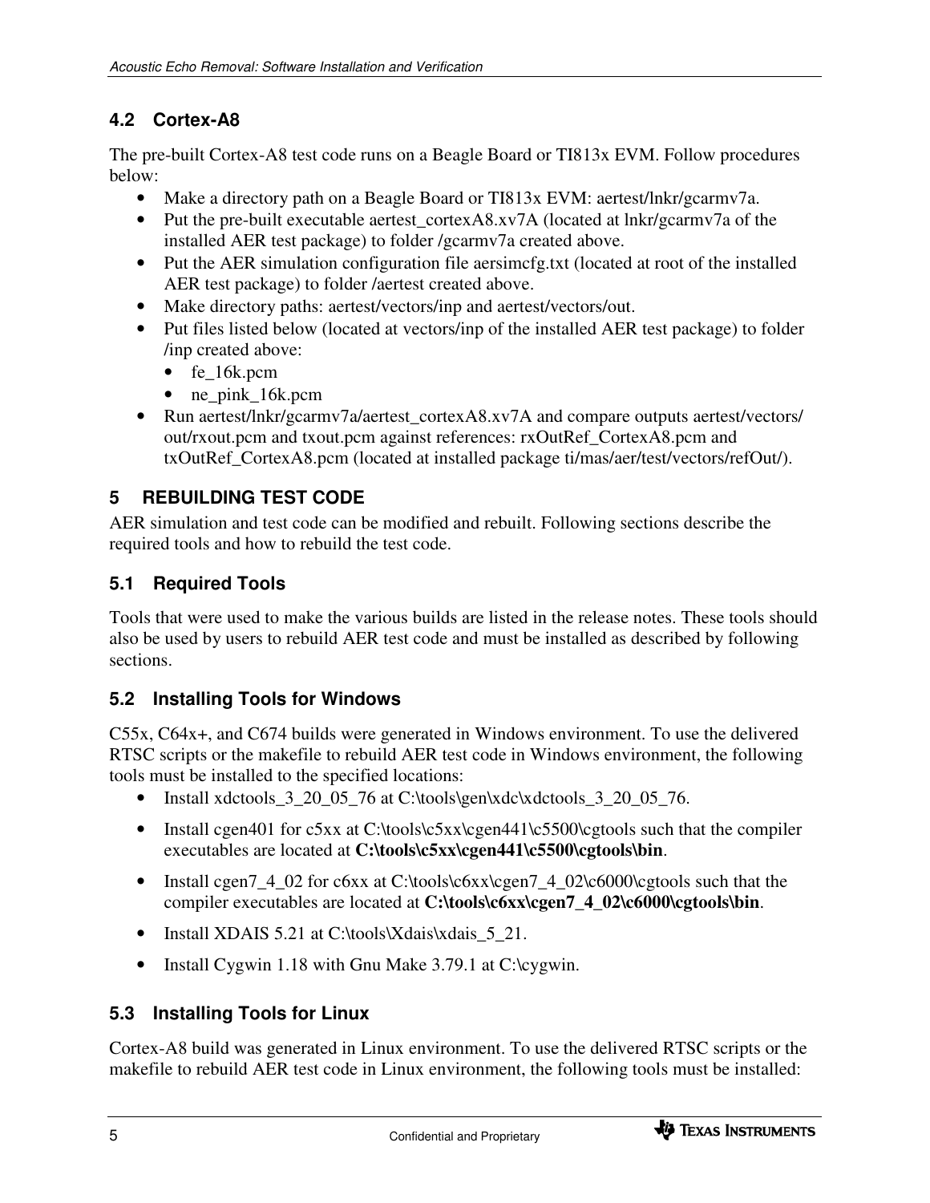## 4.2 Cortex-A8

The pre-built Cortex-A8 test code runs on a Beagle Board or TI813x EVM. Follow procedures below:

- Make a directory path on a Beagle Board or TI813x EVM: aertest/lnkr/gcarmv7a.
- Put the pre-built executable aertest_cortexA8.xv7A (located at lnkr/gcarmv7a of the installed AER test package) to folder /gcarmv7a created above.
- Put the AER simulation configuration file aersimcfg.txt (located at root of the installed AER test package) to folder /aertest created above.
- Make directory paths: aertest/vectors/inp and aertest/vectors/out.
- Put files listed below (located at vectors/inp of the installed AER test package) to folder /inp created above:
  - fe_16k.pcm
  - ne_pink_16k.pcm
- Run aertest/lnkr/gcarmv7a/aertest_cortexA8.xv7A and compare outputs aertest/vectors/out/rxout.pcm and txout.pcm against references: rxOutRef_CortexA8.pcm and txOutRef_CortexA8.pcm (located at installed package ti/mas/aer/test/vectors/refOut/).

# 5 REBUILDING TEST CODE

AER simulation and test code can be modified and rebuilt. Following sections describe the required tools and how to rebuild the test code.

## 5.1 Required Tools

Tools that were used to make the various builds are listed in the release notes. These tools should also be used by users to rebuild AER test code and must be installed as described by following sections.

## 5.2 Installing Tools for Windows

C55x, C64x+, and C674 builds were generated in Windows environment. To use the delivered RTSC scripts or the makefile to rebuild AER test code in Windows environment, the following tools must be installed to the specified locations:

- Install xdctools_3_20_05_76 at C:\tools\gen\xdc\xdctools_3_20_05_76.
- Install cgen401 for c5xx at C:\tools\c5xx\cgen441\c5500\cgtools such that the compiler executables are located at **C:\tools\c5xx\cgen441\c5500\cgtools\bin**.
- Install cgen7_4_02 for c6xx at C:\tools\c6xx\cgen7_4_02\c6000\cgtools such that the compiler executables are located at **C:\tools\c6xx\cgen7_4_02\c6000\cgtools\bin**.
- Install XDAIS 5.21 at C:\tools\Xdais\xdais_5_21.
- Install Cygwin 1.18 with Gnu Make 3.79.1 at C:\cygwin.

## 5.3 Installing Tools for Linux

Cortex-A8 build was generated in Linux environment. To use the delivered RTSC scripts or the makefile to rebuild AER test code in Linux environment, the following tools must be installed: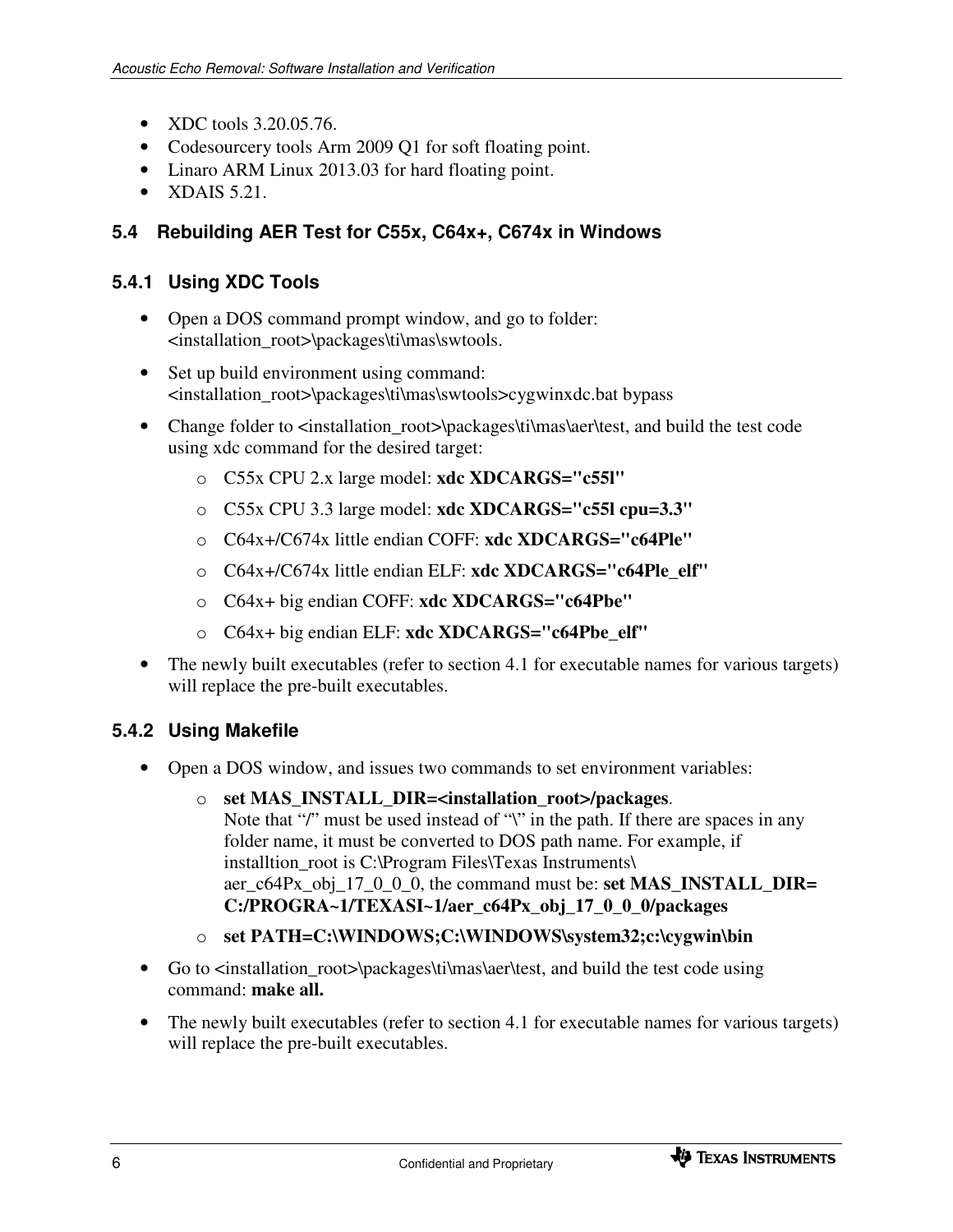- XDC tools 3.20.05.76.
- Codesourcery tools Arm 2009 Q1 for soft floating point.
- Linaro ARM Linux 2013.03 for hard floating point.
- XDAIS 5.21.

### 5.4 Rebuilding AER Test for C55x, C64x+, C674x in Windows

#### 5.4.1 Using XDC Tools

- Open a DOS command prompt window, and go to folder: <installation_root>\packages\ti\mas\swtools.
- Set up build environment using command: <installation_root>\packages\ti\mas\swtools>cygwinxdc.bat bypass
- Change folder to <installation_root>\packages\ti\mas\aer\test, and build the test code using xdc command for the desired target:
  - C55x CPU 2.x large model: **xdc XDCARGS="c55l"**
  - C55x CPU 3.3 large model: **xdc XDCARGS="c55l cpu=3.3"**
  - C64x+/C674x little endian COFF: **xdc XDCARGS="c64Ple"**
  - C64x+/C674x little endian ELF: **xdc XDCARGS="c64Ple_elf"**
  - C64x+ big endian COFF: **xdc XDCARGS="c64Pbe"**
  - C64x+ big endian ELF: **xdc XDCARGS="c64Pbe_elf"**
- The newly built executables (refer to section 4.1 for executable names for various targets) will replace the pre-built executables.

#### 5.4.2 Using Makefile

- Open a DOS window, and issues two commands to set environment variables:
  - **set MAS_INSTALL_DIR=<installation_root>/packages**.
    Note that "/" must be used instead of "\" in the path. If there are spaces in any folder name, it must be converted to DOS path name. For example, if installtion_root is C:\Program Files\Texas Instruments\ aer_c64Px_obj_17_0_0_0, the command must be: **set MAS_INSTALL_DIR= C:/PROGRA~1/TEXASI~1/aer_c64Px_obj_17_0_0_0/packages**
  - **set PATH=C:\WINDOWS;C:\WINDOWS\system32;c:\cygwin\bin**
- Go to <installation_root>\packages\ti\mas\aer\test, and build the test code using command: **make all.**
- The newly built executables (refer to section 4.1 for executable names for various targets) will replace the pre-built executables.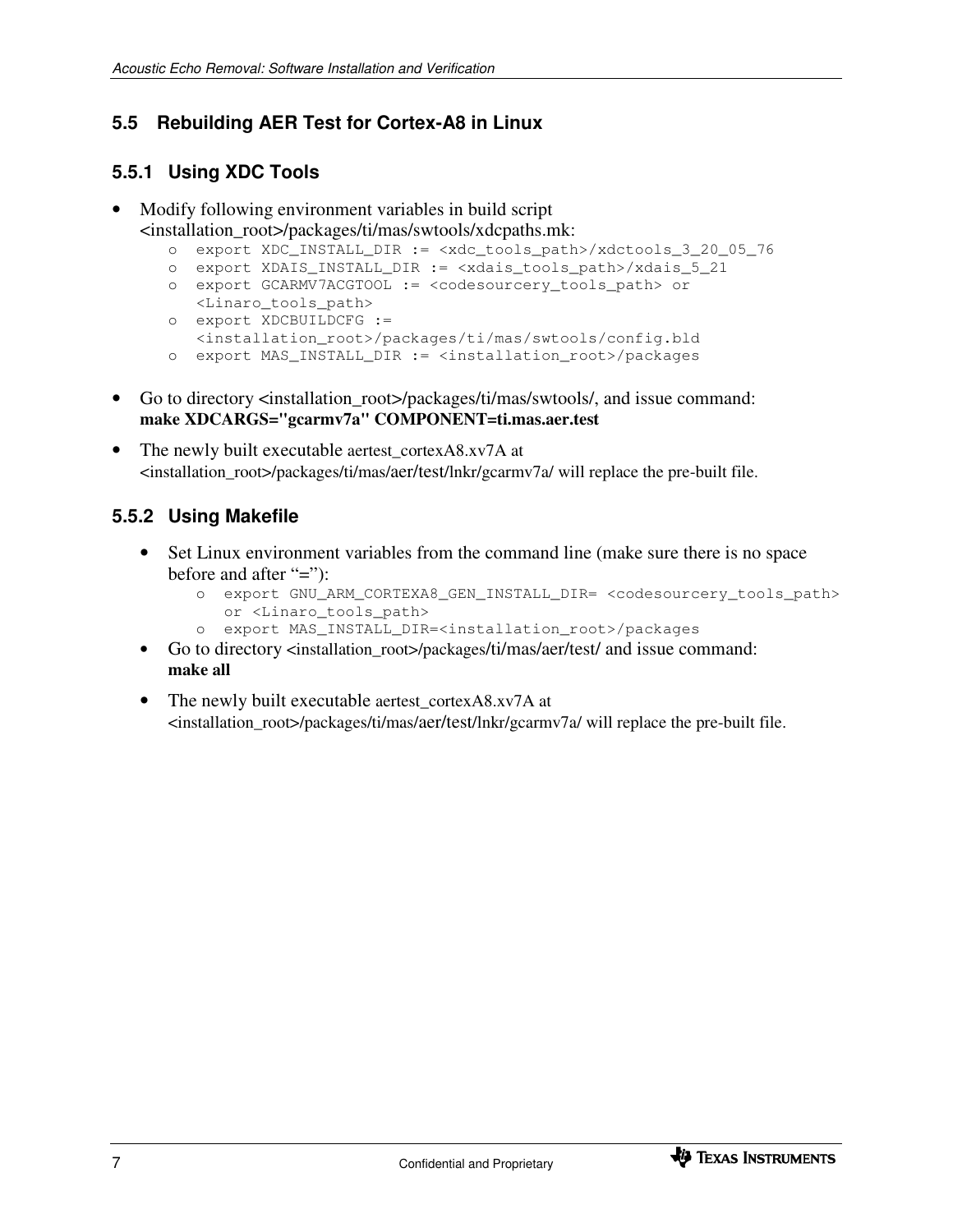### 5.5 Rebuilding AER Test for Cortex-A8 in Linux

#### 5.5.1 Using XDC Tools

- Modify following environment variables in build script <installation_root>/packages/ti/mas/swtools/xdcpaths.mk:
  - `export XDC_INSTALL_DIR := <xdc_tools_path>/xdctools_3_20_05_76`
  - `export XDAIS_INSTALL_DIR := <xdais_tools_path>/xdais_5_21`
  - `export GCARMV7ACGTOOL := <codesourcery_tools_path> or <Linaro_tools_path>`
  - `export XDCBUILDCFG := <installation_root>/packages/ti/mas/swtools/config.bld`
  - `export MAS_INSTALL_DIR := <installation_root>/packages`
- Go to directory <installation_root>/packages/ti/mas/swtools/, and issue command: **make XDCARGS="gcarmv7a" COMPONENT=ti.mas.aer.test**
- The newly built executable aertest_cortexA8.xv7A at <installation_root>/packages/ti/mas/aer/test/lnkr/gcarmv7a/ will replace the pre-built file.

#### 5.5.2 Using Makefile

- Set Linux environment variables from the command line (make sure there is no space before and after "="):
  - `export GNU_ARM_CORTEXA8_GEN_INSTALL_DIR= <codesourcery_tools_path> or <Linaro_tools_path>`
  - `export MAS_INSTALL_DIR=<installation_root>/packages`
- Go to directory <installation_root>/packages/ti/mas/aer/test/ and issue command: **make all**
- The newly built executable aertest_cortexA8.xv7A at <installation_root>/packages/ti/mas/aer/test/lnkr/gcarmv7a/ will replace the pre-built file.